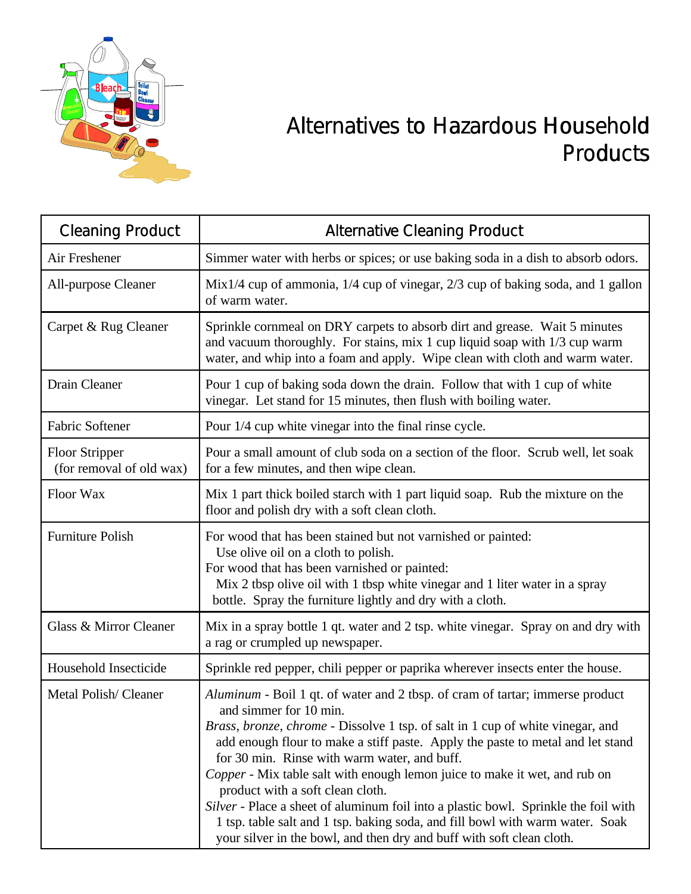# Alternatives to Hazardous Household Products

| Cleaning Product | Alternative Cleaning Product |
|---|---|
| Air Freshener | Simmer water with herbs or spices; or use baking soda in a dish to absorb odors. |
| All-purpose Cleaner | Mix1/4 cup of ammonia, 1/4 cup of vinegar, 2/3 cup of baking soda, and 1 gallon of warm water. |
| Carpet & Rug Cleaner | Sprinkle cornmeal on DRY carpets to absorb dirt and grease. Wait 5 minutes and vacuum thoroughly. For stains, mix 1 cup liquid soap with 1/3 cup warm water, and whip into a foam and apply. Wipe clean with cloth and warm water. |
| Drain Cleaner | Pour 1 cup of baking soda down the drain. Follow that with 1 cup of white vinegar. Let stand for 15 minutes, then flush with boiling water. |
| Fabric Softener | Pour 1/4 cup white vinegar into the final rinse cycle. |
| Floor Stripper (for removal of old wax) | Pour a small amount of club soda on a section of the floor. Scrub well, let soak for a few minutes, and then wipe clean. |
| Floor Wax | Mix 1 part thick boiled starch with 1 part liquid soap. Rub the mixture on the floor and polish dry with a soft clean cloth. |
| Furniture Polish | For wood that has been stained but not varnished or painted: Use olive oil on a cloth to polish.<br>For wood that has been varnished or painted: Mix 2 tbsp olive oil with 1 tbsp white vinegar and 1 liter water in a spray bottle. Spray the furniture lightly and dry with a cloth. |
| Glass & Mirror Cleaner | Mix in a spray bottle 1 qt. water and 2 tsp. white vinegar. Spray on and dry with a rag or crumpled up newspaper. |
| Household Insecticide | Sprinkle red pepper, chili pepper or paprika wherever insects enter the house. |
| Metal Polish/ Cleaner | *Aluminum* - Boil 1 qt. of water and 2 tbsp. of cram of tartar; immerse product and simmer for 10 min.<br>*Brass, bronze, chrome* - Dissolve 1 tsp. of salt in 1 cup of white vinegar, and add enough flour to make a stiff paste. Apply the paste to metal and let stand for 30 min. Rinse with warm water, and buff.<br>*Copper* - Mix table salt with enough lemon juice to make it wet, and rub on product with a soft clean cloth.<br>*Silver* - Place a sheet of aluminum foil into a plastic bowl. Sprinkle the foil with 1 tsp. table salt and 1 tsp. baking soda, and fill bowl with warm water. Soak your silver in the bowl, and then dry and buff with soft clean cloth. |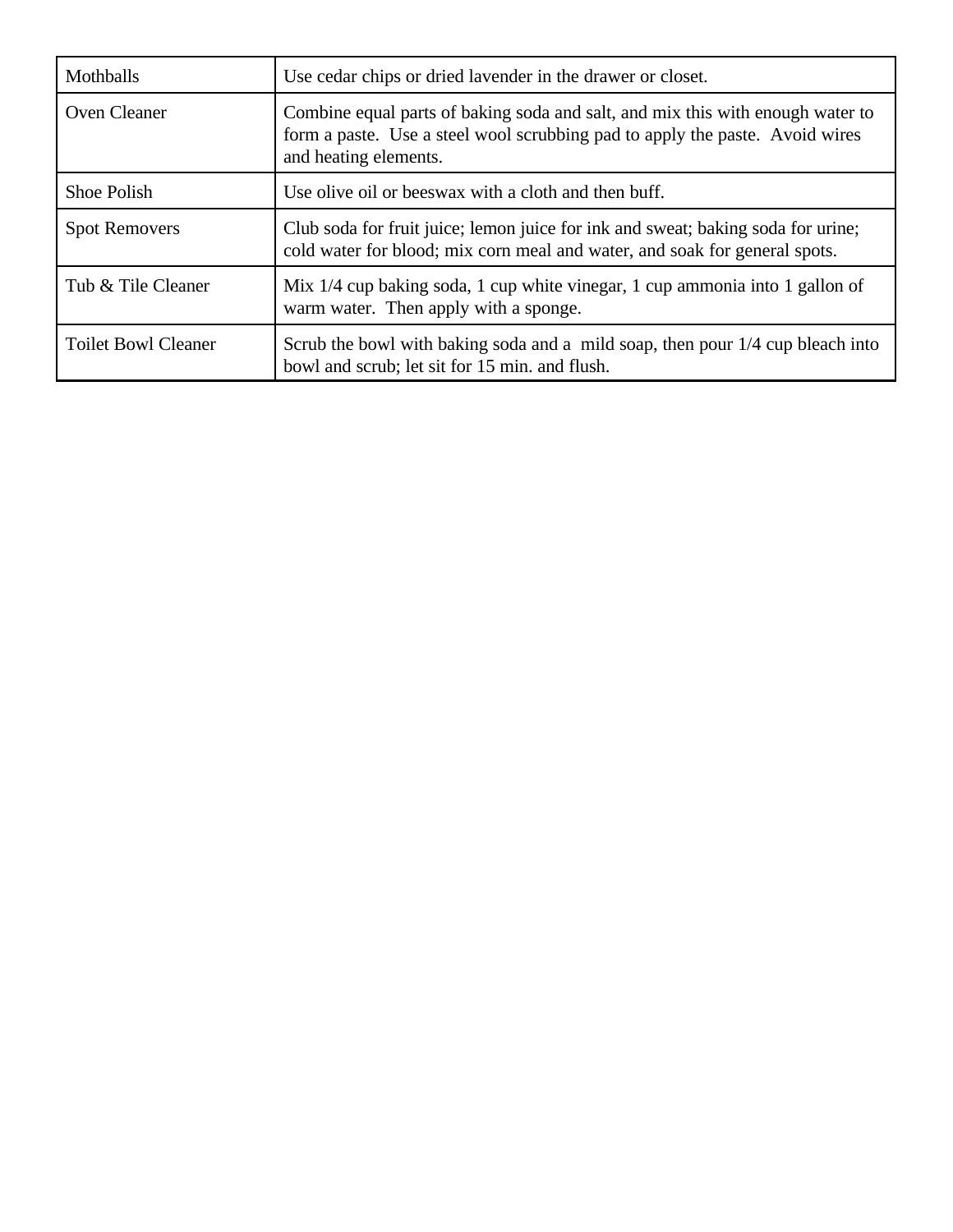| | |
|---|---|
| Mothballs | Use cedar chips or dried lavender in the drawer or closet. |
| Oven Cleaner | Combine equal parts of baking soda and salt, and mix this with enough water to form a paste.  Use a steel wool scrubbing pad to apply the paste.  Avoid wires and heating elements. |
| Shoe Polish | Use olive oil or beeswax with a cloth and then buff. |
| Spot Removers | Club soda for fruit juice; lemon juice for ink and sweat; baking soda for urine; cold water for blood; mix corn meal and water, and soak for general spots. |
| Tub & Tile Cleaner | Mix 1/4 cup baking soda, 1 cup white vinegar, 1 cup ammonia into 1 gallon of warm water.  Then apply with a sponge. |
| Toilet Bowl Cleaner | Scrub the bowl with baking soda and a  mild soap, then pour 1/4 cup bleach into bowl and scrub; let sit for 15 min. and flush. |